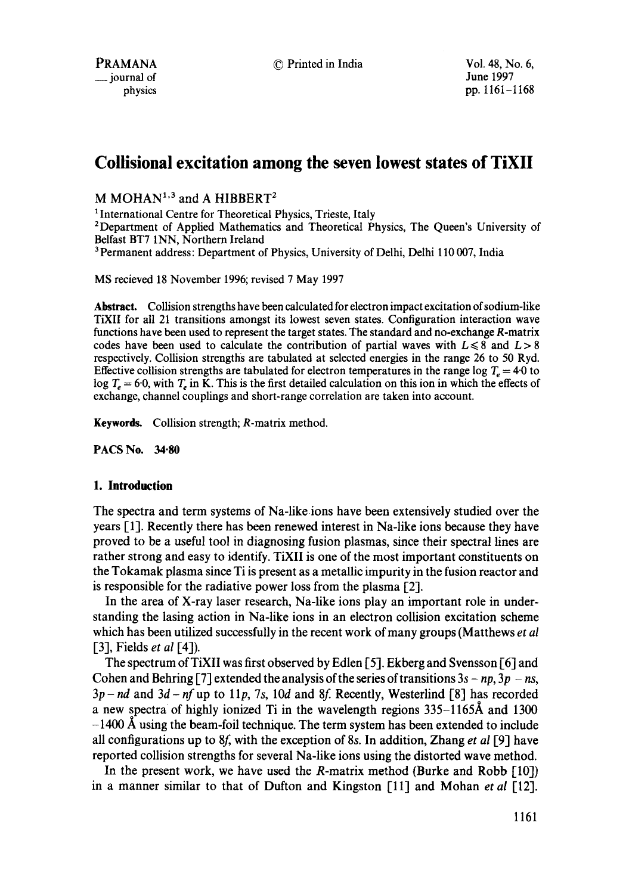# Collisional excitation among the seven lowest states of TiXII

M MOHAN[1,3] and A HIBBERT[2]

[1] International Centre for Theoretical Physics, Trieste, Italy

[2] Department of Applied Mathematics and Theoretical Physics, The Queen's University of Belfast BT7 1NN, Northern Ireland

[3] Permanent address: Department of Physics, University of Delhi, Delhi 110 007, India

MS recieved 18 November 1996; revised 7 May 1997

**Abstract.** Collision strengths have been calculated for electron impact excitation of sodium-like TiXII for all 21 transitions amongst its lowest seven states. Configuration interaction wave functions have been used to represent the target states. The standard and no-exchange R-matrix codes have been used to calculate the contribution of partial waves with $L \leqslant 8$ and $L > 8$ respectively. Collision strengths are tabulated at selected energies in the range 26 to 50 Ryd. Effective collision strengths are tabulated for electron temperatures in the range $\log T_e = 4{\cdot}0$ to $\log T_e = 6{\cdot}0$, with $T_e$ in K. This is the first detailed calculation on this ion in which the effects of exchange, channel couplings and short-range correlation are taken into account.

**Keywords.** Collision strength; R-matrix method.

**PACS No. 34·80**

## 1. Introduction

The spectra and term systems of Na-like ions have been extensively studied over the years [1]. Recently there has been renewed interest in Na-like ions because they have proved to be a useful tool in diagnosing fusion plasmas, since their spectral lines are rather strong and easy to identify. TiXII is one of the most important constituents on the Tokamak plasma since Ti is present as a metallic impurity in the fusion reactor and is responsible for the radiative power loss from the plasma [2].

In the area of X-ray laser research, Na-like ions play an important role in understanding the lasing action in Na-like ions in an electron collision excitation scheme which has been utilized successfully in the recent work of many groups (Matthews *et al* [3], Fields *et al* [4]).

The spectrum of TiXII was first observed by Edlen [5]. Ekberg and Svensson [6] and Cohen and Behring [7] extended the analysis of the series of transitions $3s - np$, $3p - ns$, $3p - nd$ and $3d - nf$ up to $11p$, $7s$, $10d$ and $8f$. Recently, Westerlind [8] has recorded a new spectra of highly ionized Ti in the wavelength regions 335–1165Å and 1300 –1400 Å using the beam-foil technique. The term system has been extended to include all configurations up to $8f$, with the exception of $8s$. In addition, Zhang *et al* [9] have reported collision strengths for several Na-like ions using the distorted wave method.

In the present work, we have used the R-matrix method (Burke and Robb [10]) in a manner similar to that of Dufton and Kingston [11] and Mohan *et al* [12].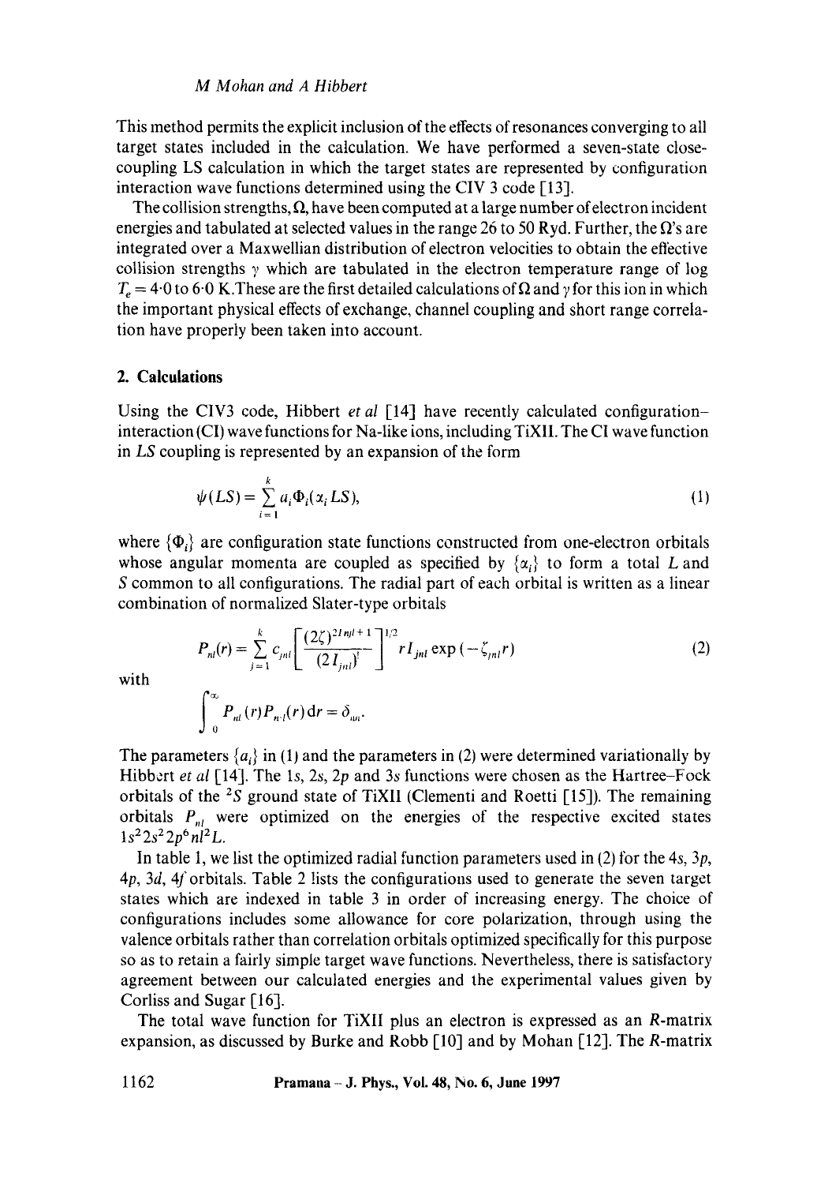This method permits the explicit inclusion of the effects of resonances converging to all target states included in the calculation. We have performed a seven-state close-coupling LS calculation in which the target states are represented by configuration interaction wave functions determined using the CIV 3 code [13].

The collision strengths, $\Omega$, have been computed at a large number of electron incident energies and tabulated at selected values in the range 26 to 50 Ryd. Further, the $\Omega$'s are integrated over a Maxwellian distribution of electron velocities to obtain the effective collision strengths $\gamma$ which are tabulated in the electron temperature range of $\log T_e = 4{\cdot}0$ to $6{\cdot}0$ K. These are the first detailed calculations of $\Omega$ and $\gamma$ for this ion in which the important physical effects of exchange, channel coupling and short range correlation have properly been taken into account.

## 2. Calculations

Using the CIV3 code, Hibbert *et al* [14] have recently calculated configuration–interaction (CI) wave functions for Na-like ions, including TiXII. The CI wave function in $LS$ coupling is represented by an expansion of the form

$$\psi(LS) = \sum_{i=1}^{k} a_i \Phi_i(\alpha_i LS), \tag{1}$$

where $\{\Phi_i\}$ are configuration state functions constructed from one-electron orbitals whose angular momenta are coupled as specified by $\{\alpha_i\}$ to form a total $L$ and $S$ common to all configurations. The radial part of each orbital is written as a linear combination of normalized Slater-type orbitals

$$P_{nl}(r) = \sum_{j=1}^{k} c_{jnl} \left[ \frac{(2\zeta)^{2I_{njl}+1}}{(2I_{jnl})!} \right]^{1/2} r I_{jnl} \exp(-\zeta_{jnl} r) \tag{2}$$

with

$$\int_0^\infty P_{nl}(r) P_{n'l}(r)\,\mathrm{d}r = \delta_{nn'}.$$

The parameters $\{a_i\}$ in (1) and the parameters in (2) were determined variationally by Hibbert *et al* [14]. The $1s$, $2s$, $2p$ and $3s$ functions were chosen as the Hartree–Fock orbitals of the $^2S$ ground state of TiXII (Clementi and Roetti [15]). The remaining orbitals $P_{nl}$ were optimized on the energies of the respective excited states $1s^2 2s^2 2p^6 nl\,^2L$.

In table 1, we list the optimized radial function parameters used in (2) for the $4s$, $3p$, $4p$, $3d$, $4f$ orbitals. Table 2 lists the configurations used to generate the seven target states which are indexed in table 3 in order of increasing energy. The choice of configurations includes some allowance for core polarization, through using the valence orbitals rather than correlation orbitals optimized specifically for this purpose so as to retain a fairly simple target wave functions. Nevertheless, there is satisfactory agreement between our calculated energies and the experimental values given by Corliss and Sugar [16].

The total wave function for TiXII plus an electron is expressed as an $R$-matrix expansion, as discussed by Burke and Robb [10] and by Mohan [12]. The $R$-matrix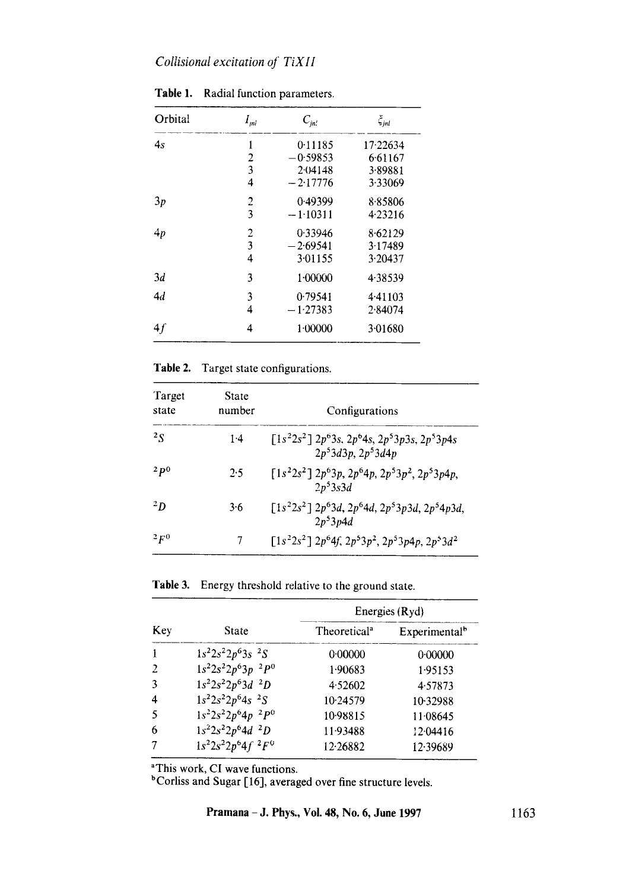**Table 1.** Radial function parameters.

| Orbital | $I_{jnl}$ | $C_{jnl}$ | $\xi_{jnl}$ |
|---|---|---|---|
| $4s$ | 1 | 0·11185 | 17·22634 |
| | 2 | −0·59853 | 6·61167 |
| | 3 | 2·04148 | 3·89881 |
| | 4 | −2·17776 | 3·33069 |
| $3p$ | 2 | 0·49399 | 8·85806 |
| | 3 | −1·10311 | 4·23216 |
| $4p$ | 2 | 0·33946 | 8·62129 |
| | 3 | −2·69541 | 3·17489 |
| | 4 | 3·01155 | 3·20437 |
| $3d$ | 3 | 1·00000 | 4·38539 |
| $4d$ | 3 | 0·79541 | 4·41103 |
| | 4 | −1·27383 | 2·84074 |
| $4f$ | 4 | 1·00000 | 3·01680 |

**Table 2.** Target state configurations.

| Target state | State number | Configurations |
|---|---|---|
| $^2S$ | 1·4 | $[1s^2 2s^2]\ 2p^6 3s,\ 2p^6 4s,\ 2p^5 3p 3s,\ 2p^5 3p 4s\ 2p^5 3d 3p,\ 2p^5 3d 4p$ |
| $^2P^0$ | 2·5 | $[1s^2 2s^2]\ 2p^6 3p,\ 2p^6 4p,\ 2p^5 3p^2,\ 2p^5 3p 4p,\ 2p^5 3s 3d$ |
| $^2D$ | 3·6 | $[1s^2 2s^2]\ 2p^6 3d,\ 2p^6 4d,\ 2p^5 3p 3d,\ 2p^5 4p 3d,\ 2p^5 3p 4d$ |
| $^2F^0$ | 7 | $[1s^2 2s^2]\ 2p^6 4f,\ 2p^5 3p^2,\ 2p^5 3p 4p,\ 2p^5 3d^2$ |

**Table 3.** Energy threshold relative to the ground state.

| Key | State | Energies (Ryd) | |
|---|---|---|---|
| | | Theoretical[a] | Experimental[b] |
| 1 | $1s^2 2s^2 2p^6 3s\ ^2S$ | 0·00000 | 0·00000 |
| 2 | $1s^2 2s^2 2p^6 3p\ ^2P^0$ | 1·90683 | 1·95153 |
| 3 | $1s^2 2s^2 2p^6 3d\ ^2D$ | 4·52602 | 4·57873 |
| 4 | $1s^2 2s^2 2p^6 4s\ ^2S$ | 10·24579 | 10·32988 |
| 5 | $1s^2 2s^2 2p^6 4p\ ^2P^0$ | 10·98815 | 11·08645 |
| 6 | $1s^2 2s^2 2p^6 4d\ ^2D$ | 11·93488 | 12·04416 |
| 7 | $1s^2 2s^2 2p^6 4f\ ^2F^0$ | 12·26882 | 12·39689 |

[a]This work, CI wave functions.
[b]Corliss and Sugar [16], averaged over fine structure levels.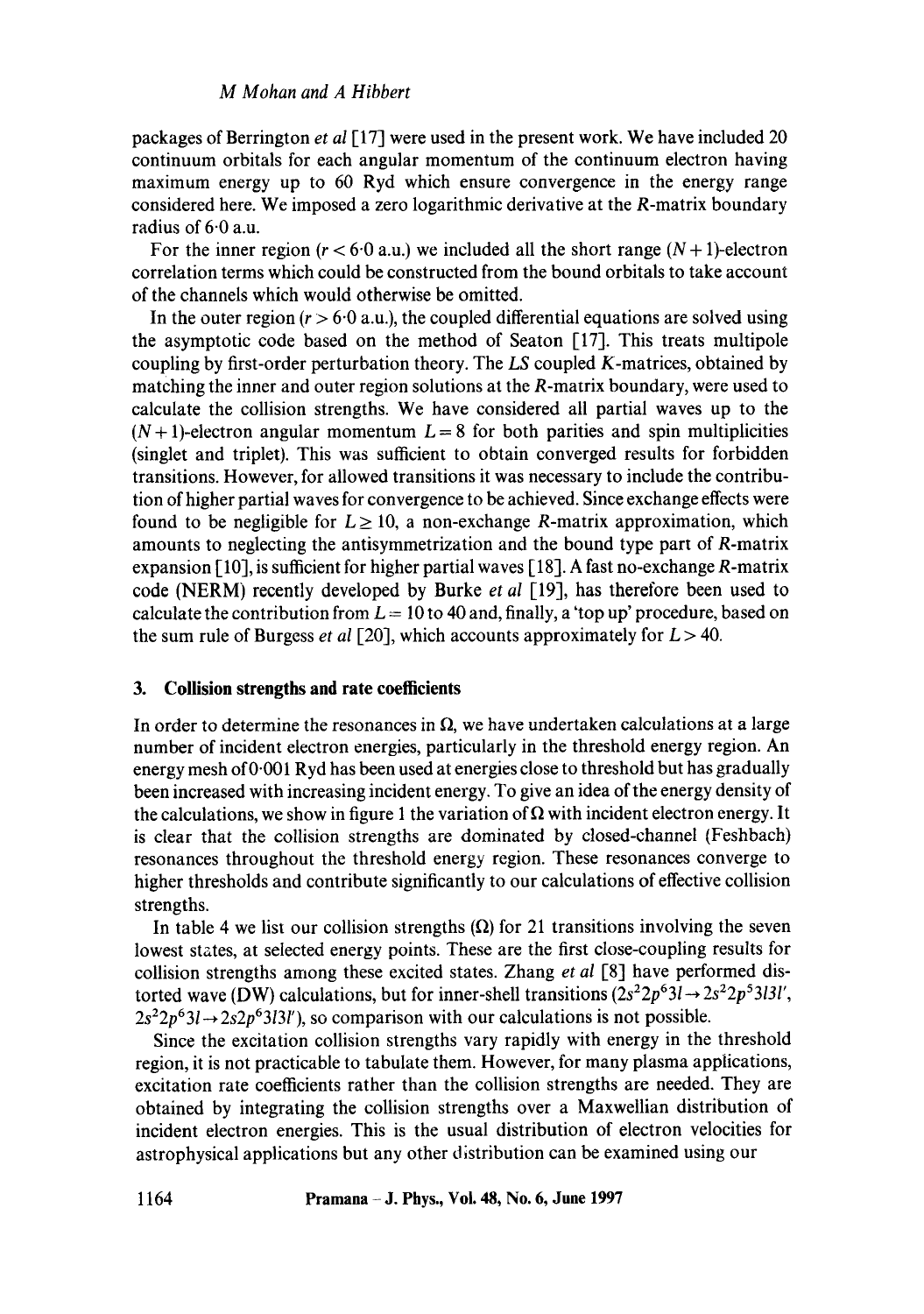packages of Berrington *et al* [17] were used in the present work. We have included 20 continuum orbitals for each angular momentum of the continuum electron having maximum energy up to 60 Ryd which ensure convergence in the energy range considered here. We imposed a zero logarithmic derivative at the *R*-matrix boundary radius of 6·0 a.u.

For the inner region ($r < 6{\cdot}0$ a.u.) we included all the short range $(N+1)$-electron correlation terms which could be constructed from the bound orbitals to take account of the channels which would otherwise be omitted.

In the outer region ($r > 6{\cdot}0$ a.u.), the coupled differential equations are solved using the asymptotic code based on the method of Seaton [17]. This treats multipole coupling by first-order perturbation theory. The *LS* coupled *K*-matrices, obtained by matching the inner and outer region solutions at the *R*-matrix boundary, were used to calculate the collision strengths. We have considered all partial waves up to the $(N+1)$-electron angular momentum $L = 8$ for both parities and spin multiplicities (singlet and triplet). This was sufficient to obtain converged results for forbidden transitions. However, for allowed transitions it was necessary to include the contribution of higher partial waves for convergence to be achieved. Since exchange effects were found to be negligible for $L \geq 10$, a non-exchange *R*-matrix approximation, which amounts to neglecting the antisymmetrization and the bound type part of *R*-matrix expansion [10], is sufficient for higher partial waves [18]. A fast no-exchange *R*-matrix code (NERM) recently developed by Burke *et al* [19], has therefore been used to calculate the contribution from $L = 10$ to 40 and, finally, a 'top up' procedure, based on the sum rule of Burgess *et al* [20], which accounts approximately for $L > 40$.

## 3. Collision strengths and rate coefficients

In order to determine the resonances in $\Omega$, we have undertaken calculations at a large number of incident electron energies, particularly in the threshold energy region. An energy mesh of 0·001 Ryd has been used at energies close to threshold but has gradually been increased with increasing incident energy. To give an idea of the energy density of the calculations, we show in figure 1 the variation of $\Omega$ with incident electron energy. It is clear that the collision strengths are dominated by closed-channel (Feshbach) resonances throughout the threshold energy region. These resonances converge to higher thresholds and contribute significantly to our calculations of effective collision strengths.

In table 4 we list our collision strengths ($\Omega$) for 21 transitions involving the seven lowest states, at selected energy points. These are the first close-coupling results for collision strengths among these excited states. Zhang *et al* [8] have performed distorted wave (DW) calculations, but for inner-shell transitions ($2s^2 2p^6 3l \rightarrow 2s^2 2p^5 3l 3l'$, $2s^2 2p^6 3l \rightarrow 2s 2p^6 3l 3l'$), so comparison with our calculations is not possible.

Since the excitation collision strengths vary rapidly with energy in the threshold region, it is not practicable to tabulate them. However, for many plasma applications, excitation rate coefficients rather than the collision strengths are needed. They are obtained by integrating the collision strengths over a Maxwellian distribution of incident electron energies. This is the usual distribution of electron velocities for astrophysical applications but any other distribution can be examined using our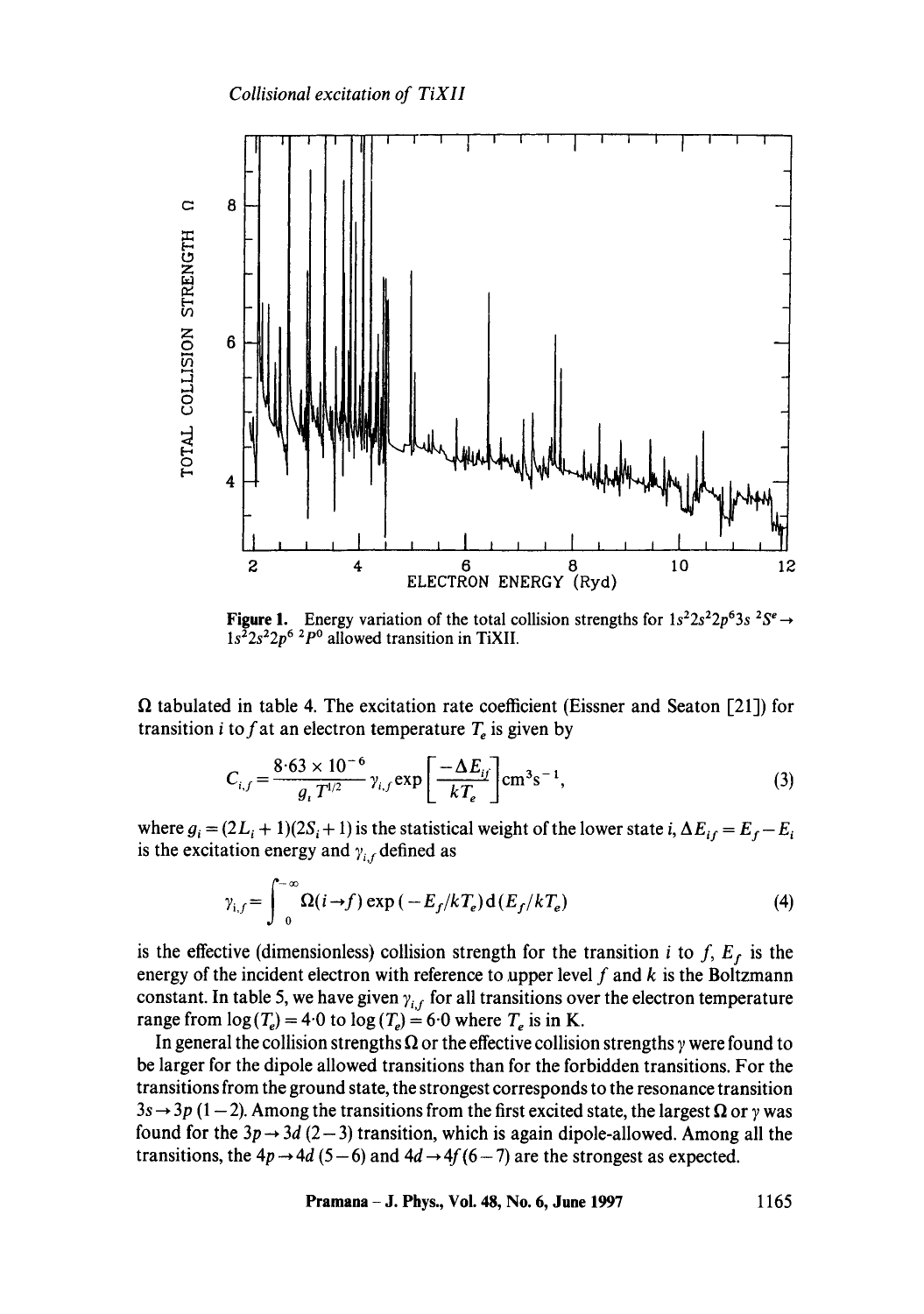**Figure 1.** Energy variation of the total collision strengths for $1s^2 2s^2 2p^6 3s\ ^2S^e \rightarrow 1s^2 2s^2 2p^6\ ^2P^0$ allowed transition in TiXII.

$\Omega$ tabulated in table 4. The excitation rate coefficient (Eissner and Seaton [21]) for transition $i$ to $f$ at an electron temperature $T_e$ is given by

$$C_{i,f} = \frac{8 \cdot 63 \times 10^{-6}}{g_i T^{1/2}} \gamma_{i,f} \exp\left[\frac{-\Delta E_{if}}{kT_e}\right] \mathrm{cm}^3 \mathrm{s}^{-1}, \tag{3}$$

where $g_i = (2L_i + 1)(2S_i + 1)$ is the statistical weight of the lower state $i$, $\Delta E_{if} = E_f - E_i$ is the excitation energy and $\gamma_{i,f}$ defined as

$$\gamma_{i,f} = \int_0^{-\infty} \Omega(i \rightarrow f) \exp(-E_f/kT_e) \, \mathrm{d}(E_f/kT_e) \tag{4}$$

is the effective (dimensionless) collision strength for the transition $i$ to $f$, $E_f$ is the energy of the incident electron with reference to upper level $f$ and $k$ is the Boltzmann constant. In table 5, we have given $\gamma_{i,f}$ for all transitions over the electron temperature range from $\log(T_e) = 4 \cdot 0$ to $\log(T_e) = 6 \cdot 0$ where $T_e$ is in K.

In general the collision strengths $\Omega$ or the effective collision strengths $\gamma$ were found to be larger for the dipole allowed transitions than for the forbidden transitions. For the transitions from the ground state, the strongest corresponds to the resonance transition $3s \rightarrow 3p$ $(1-2)$. Among the transitions from the first excited state, the largest $\Omega$ or $\gamma$ was found for the $3p \rightarrow 3d$ $(2-3)$ transition, which is again dipole-allowed. Among all the transitions, the $4p \rightarrow 4d$ $(5-6)$ and $4d \rightarrow 4f$ $(6-7)$ are the strongest as expected.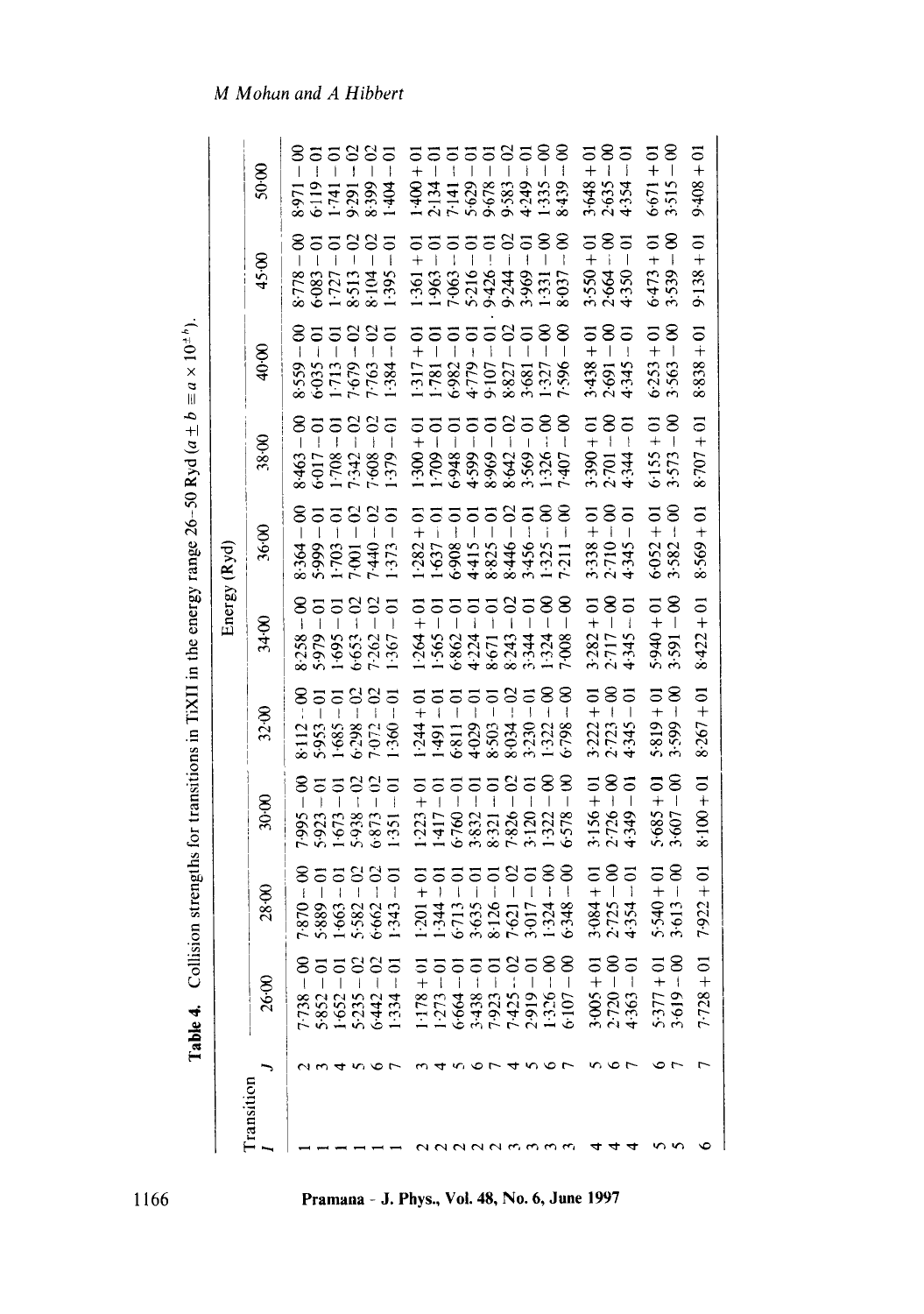**Table 4.** Collision strengths for transitions in TiXII in the energy range 26–50 Ryd ($a \pm b \equiv a \times 10^{\pm b}$).

| Transition I | J | 26·00 | 28·00 | 30·00 | 32·00 | 34·00 | 36·00 | 38·00 | 40·00 | 45·00 | 50·00 |
|---|---|---|---|---|---|---|---|---|---|---|---|
| | | Energy (Ryd) | | | | | | | | | |
| 1 | 2 | 7·738 − 00 | 7·870 − 00 | 7·995 − 00 | 8·112 − 00 | 8·258 − 00 | 8·364 − 00 | 8·463 − 00 | 8·559 − 00 | 8·778 − 00 | 8·971 − 00 |
| 1 | 3 | 5·852 − 01 | 5·889 − 01 | 5·923 − 01 | 5·953 − 01 | 5·979 − 01 | 5·999 − 01 | 6·017 − 01 | 6·035 − 01 | 6·083 − 01 | 6·119 − 01 |
| 1 | 4 | 1·652 − 01 | 1·663 − 01 | 1·673 − 01 | 1·685 − 01 | 1·695 − 01 | 1·703 − 01 | 1·708 − 01 | 1·713 − 01 | 1·727 − 01 | 1·741 − 01 |
| 1 | 5 | 5·235 − 02 | 5·582 − 02 | 5·938 − 02 | 6·298 − 02 | 6·653 − 02 | 7·001 − 02 | 7·342 − 02 | 7·679 − 02 | 8·513 − 02 | 9·291 − 02 |
| 1 | 6 | 6·442 − 02 | 6·662 − 02 | 6·873 − 02 | 7·072 − 02 | 7·262 − 02 | 7·440 − 02 | 7·608 − 02 | 7·763 − 02 | 8·104 − 02 | 8·399 − 02 |
| 1 | 7 | 1·334 − 01 | 1·343 − 01 | 1·351 − 01 | 1·360 − 01 | 1·367 − 01 | 1·373 − 01 | 1·379 − 01 | 1·384 − 01 | 1·395 − 01 | 1·404 − 01 |
| 2 | 3 | 1·178 + 01 | 1·201 + 01 | 1·223 + 01 | 1·244 + 01 | 1·264 + 01 | 1·282 + 01 | 1·300 + 01 | 1·317 + 01 | 1·361 + 01 | 1·400 + 01 |
| 2 | 4 | 1·273 − 01 | 1·344 − 01 | 1·417 − 01 | 1·491 − 01 | 1·565 − 01 | 1·637 − 01 | 1·709 − 01 | 1·781 − 01 | 1·963 − 01 | 2·134 − 01 |
| 2 | 5 | 6·664 − 01 | 6·713 − 01 | 6·760 − 01 | 6·811 − 01 | 6·862 − 01 | 6·908 − 01 | 6·948 − 01 | 6·982 − 01 | 7·063 − 01 | 7·141 − 01 |
| 2 | 6 | 3·438 − 01 | 3·635 − 01 | 3·832 − 01 | 4·029 − 01 | 4·224 − 01 | 4·415 − 01 | 4·599 − 01 | 4·779 − 01 | 5·216 − 01 | 5·629 − 01 |
| 2 | 7 | 7·923 − 01 | 8·126 − 01 | 8·321 − 01 | 8·503 − 01 | 8·671 − 01 | 8·825 − 01 | 8·969 − 01 | 9·107 − 01 | 9·426 − 01 | 9·678 − 01 |
| 3 | 4 | 7·425 − 02 | 7·621 − 02 | 7·826 − 02 | 8·034 − 02 | 8·243 − 02 | 8·446 − 02 | 8·642 − 02 | 8·827 − 02 | 9·244 − 02 | 9·583 − 02 |
| 3 | 5 | 2·919 − 01 | 3·017 − 01 | 3·120 − 01 | 3·230 − 01 | 3·344 − 01 | 3·456 − 01 | 3·569 − 01 | 3·681 − 01 | 3·969 − 01 | 4·249 − 01 |
| 3 | 6 | 1·326 − 00 | 1·324 − 00 | 1·322 − 00 | 1·322 − 00 | 1·324 − 00 | 1·325 − 00 | 1·326 − 00 | 1·327 − 00 | 1·331 − 00 | 1·335 − 00 |
| 3 | 7 | 6·107 − 00 | 6·348 − 00 | 6·578 − 00 | 6·798 − 00 | 7·008 − 00 | 7·211 − 00 | 7·407 − 00 | 7·596 − 00 | 8·037 − 00 | 8·439 − 00 |
| 4 | 5 | 3·005 + 01 | 3·084 + 01 | 3·156 + 01 | 3·222 + 01 | 3·282 + 01 | 3·338 + 01 | 3·390 + 01 | 3·438 + 01 | 3·550 + 01 | 3·648 + 01 |
| 4 | 6 | 2·720 − 00 | 2·725 − 00 | 2·726 − 00 | 2·723 − 00 | 2·717 − 00 | 2·710 − 00 | 2·701 − 00 | 2·691 − 00 | 2·664 − 00 | 2·635 − 00 |
| 4 | 7 | 4·363 − 01 | 4·354 − 01 | 4·349 − 01 | 4·345 − 01 | 4·345 − 01 | 4·345 − 01 | 4·344 − 01 | 4·345 − 01 | 4·350 − 01 | 4·354 − 01 |
| 5 | 6 | 5·377 + 01 | 5·540 + 01 | 5·685 + 01 | 5·819 + 01 | 5·940 + 01 | 6·052 + 01 | 6·155 + 01 | 6·253 + 01 | 6·473 + 01 | 6·671 + 01 |
| 5 | 7 | 3·619 − 00 | 3·613 − 00 | 3·607 − 00 | 3·599 − 00 | 3·591 − 00 | 3·582 − 00 | 3·573 − 00 | 3·563 − 00 | 3·539 − 00 | 3·515 − 00 |
| 6 | 7 | 7·728 + 01 | 7·922 + 01 | 8·100 + 01 | 8·267 + 01 | 8·422 + 01 | 8·569 + 01 | 8·707 + 01 | 8·838 + 01 | 9·138 + 01 | 9·408 + 01 |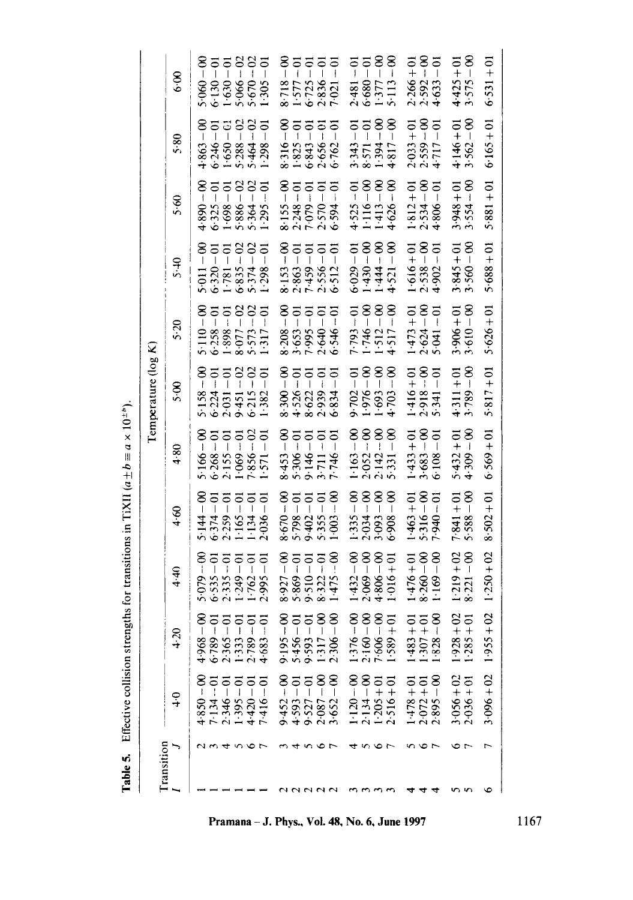**Table 5.** Effective collision strengths for transitions in TiXII ($a \pm b \equiv a \times 10^{\pm b}$).

| Transition $I$ | $J$ | Temperature (log $K$) 4·0 | 4·20 | 4·40 | 4·60 | 4·80 | 5·00 | 5·20 | 5·40 | 5·60 | 5·80 | 6·00 |
|---|---|---|---|---|---|---|---|---|---|---|---|---|
| 1 | 2 | 4·850 − 00 | 4·968 − 00 | 5·079 − 00 | 5·144 − 00 | 5·166 − 00 | 5·158 − 00 | 5·110 − 00 | 5·011 − 00 | 4·890 − 00 | 4·863 − 00 | 5·060 − 00 |
| 1 | 3 | 7·134 − 01 | 6·789 − 01 | 6·535 − 01 | 6·374 − 01 | 6·268 − 01 | 6·224 − 01 | 6·258 − 01 | 6·320 − 01 | 6·325 − 01 | 6·246 − 01 | 6·130 − 01 |
| 1 | 4 | 2·346 − 01 | 2·365 − 01 | 2·335 − 01 | 2·259 − 01 | 2·155 − 01 | 2·031 − 01 | 1·898 − 01 | 1·781 − 01 | 1·698 − 01 | 1·650 − 01 | 1·630 − 01 |
| 1 | 5 | 1·395 − 01 | 1·333 − 01 | 1·249 − 01 | 1·165 − 01 | 1·069 − 01 | 9·451 − 02 | 8·077 − 02 | 6·835 − 02 | 5·886 − 02 | 5·288 − 02 | 5·066 − 02 |
| 1 | 6 | 4·420 − 01 | 2·789 − 01 | 1·762 − 01 | 1·134 − 01 | 7·856 − 02 | 6·215 − 02 | 5·573 − 02 | 5·374 − 02 | 5·364 − 02 | 5·464 − 02 | 5·670 − 02 |
| 1 | 7 | 7·416 − 01 | 4·683 − 01 | 2·995 − 01 | 2·036 − 01 | 1·571 − 01 | 1·382 − 01 | 1·317 − 01 | 1·298 − 01 | 1·295 − 01 | 1·298 − 01 | 1·305 − 01 |
| 2 | 3 | 9·452 − 00 | 9·195 − 00 | 8·927 − 00 | 8·670 − 00 | 8·453 − 00 | 8·300 − 00 | 8·208 − 00 | 8·153 − 00 | 8·155 − 00 | 8·316 − 00 | 8·718 − 00 |
| 2 | 4 | 4·593 − 01 | 5·456 − 01 | 5·869 − 01 | 5·798 − 01 | 5·306 − 01 | 4·526 − 01 | 3·653 − 01 | 2·863 − 01 | 2·248 − 01 | 1·825 − 01 | 1·577 − 01 |
| 2 | 5 | 9·527 − 01 | 9·593 − 01 | 9·510 − 01 | 9·402 − 01 | 9·146 − 01 | 8·622 − 01 | 7·995 − 01 | 7·459 − 01 | 7·079 − 01 | 6·843 − 01 | 6·725 − 01 |
| 2 | 6 | 2·087 − 00 | 1·317 − 00 | 8·322 − 01 | 5·355 − 01 | 3·711 − 01 | 2·939 − 01 | 2·640 − 01 | 2·556 − 01 | 2·570 − 01 | 2·656 − 01 | 2·836 − 01 |
| 2 | 7 | 3·652 − 00 | 2·306 − 00 | 1·475 − 00 | 1·003 − 00 | 7·746 − 01 | 6·834 − 01 | 6·546 − 01 | 6·512 − 01 | 6·594 − 01 | 6·762 − 01 | 7·021 − 01 |
| 3 | 4 | 1·120 − 00 | 1·376 − 00 | 1·432 − 00 | 1·335 − 00 | 1·163 − 00 | 9·702 − 01 | 7·793 − 01 | 6·029 − 01 | 4·525 − 01 | 3·343 − 01 | 2·481 − 01 |
| 3 | 5 | 2·134 − 00 | 2·160 − 00 | 2·069 − 00 | 2·034 − 00 | 2·052 − 00 | 1·976 − 00 | 1·746 − 00 | 1·430 − 00 | 1·116 − 00 | 8·571 − 01 | 6·680 − 01 |
| 3 | 6 | 1·205 + 01 | 7·606 − 00 | 4·806 − 00 | 3·093 − 00 | 2·142 − 00 | 1·693 − 00 | 1·512 − 00 | 1·444 − 00 | 1·413 − 00 | 1·394 − 00 | 1·377 − 00 |
| 3 | 7 | 2·516 + 01 | 1·589 + 01 | 1·016 + 01 | 6·908 − 00 | 5·331 − 00 | 4·703 − 00 | 4·517 − 00 | 4·521 − 00 | 4·626 − 00 | 4·817 − 00 | 5·113 − 00 |
| 4 | 5 | 1·478 + 01 | 1·483 + 01 | 1·476 + 01 | 1·463 + 01 | 1·433 + 01 | 1·416 + 01 | 1·473 + 01 | 1·616 + 01 | 1·812 + 01 | 2·033 + 01 | 2·266 + 01 |
| 4 | 6 | 2·072 + 01 | 1·307 + 01 | 8·260 − 00 | 5·316 − 00 | 3·683 − 00 | 2·918 − 00 | 2·624 − 00 | 2·538 − 00 | 2·534 − 00 | 2·559 − 00 | 2·592 − 00 |
| 4 | 7 | 2·895 − 00 | 1·828 − 00 | 1·169 − 00 | 7·940 − 01 | 6·108 − 01 | 5·341 − 01 | 5·041 − 01 | 4·902 − 01 | 4·806 − 01 | 4·717 − 01 | 4·633 − 01 |
| 5 | 6 | 3·056 + 02 | 1·928 + 02 | 1·219 + 02 | 7·841 + 01 | 5·432 + 01 | 4·311 + 01 | 3·906 + 01 | 3·845 + 01 | 3·948 + 01 | 4·146 + 01 | 4·425 + 01 |
| 5 | 7 | 2·036 + 01 | 1·285 + 01 | 8·221 − 00 | 5·588 − 00 | 4·309 − 00 | 3·789 − 00 | 3·610 − 00 | 3·560 − 00 | 3·554 − 00 | 3·562 − 00 | 3·575 − 00 |
| 6 | 7 | 3·096 + 02 | 1·955 + 02 | 1·250 + 02 | 8·502 + 01 | 6·569 + 01 | 5·817 + 01 | 5·626 + 01 | 5·688 + 01 | 5·881 + 01 | 6·165 + 01 | 6·531 + 01 |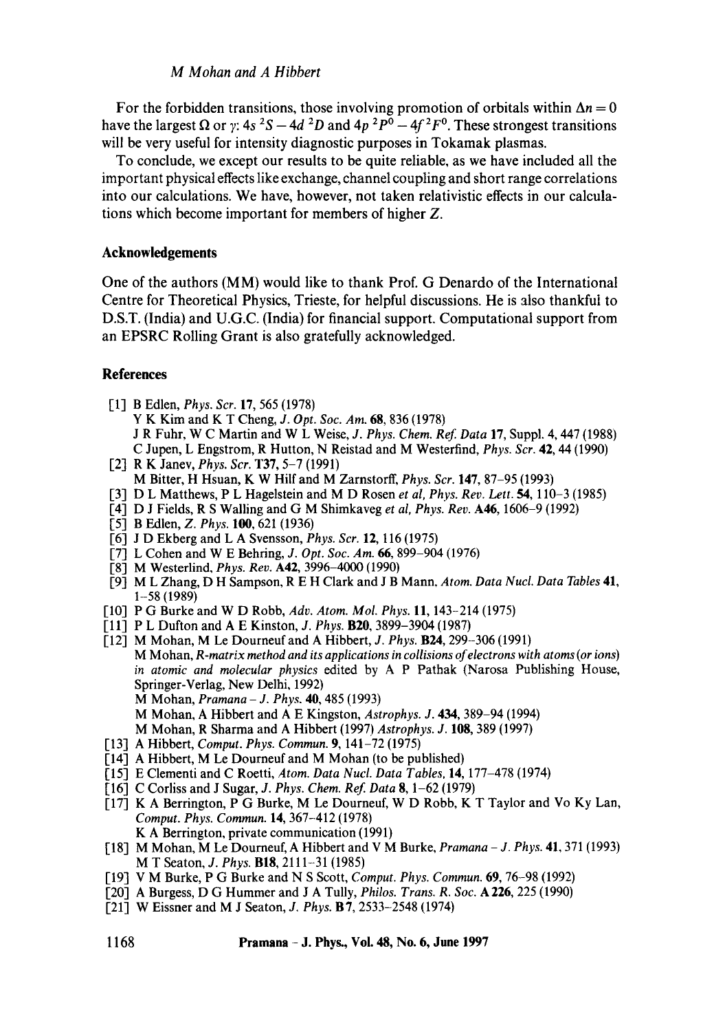For the forbidden transitions, those involving promotion of orbitals within $\Delta n = 0$ have the largest $\Omega$ or $\gamma$: $4s\ ^2S - 4d\ ^2D$ and $4p\ ^2P^0 - 4f\ ^2F^0$. These strongest transitions will be very useful for intensity diagnostic purposes in Tokamak plasmas.

To conclude, we except our results to be quite reliable, as we have included all the important physical effects like exchange, channel coupling and short range correlations into our calculations. We have, however, not taken relativistic effects in our calculations which become important for members of higher $Z$.

## Acknowledgements

One of the authors (MM) would like to thank Prof. G Denardo of the International Centre for Theoretical Physics, Trieste, for helpful discussions. He is also thankful to D.S.T. (India) and U.G.C. (India) for financial support. Computational support from an EPSRC Rolling Grant is also gratefully acknowledged.

## References

[1] B Edlen, *Phys. Scr.* **17**, 565 (1978)
Y K Kim and K T Cheng, *J. Opt. Soc. Am.* **68**, 836 (1978)
J R Fuhr, W C Martin and W L Weise, *J. Phys. Chem. Ref. Data* **17**, Suppl. 4, 447 (1988)
C Jupen, L Engstrom, R Hutton, N Reistad and M Westerfind, *Phys. Scr.* **42**, 44 (1990)

[2] R K Janev, *Phys. Scr.* **T37**, 5–7 (1991)
M Bitter, H Hsuan, K W Hilf and M Zarnstorff, *Phys. Scr.* **147**, 87–95 (1993)

[3] D L Matthews, P L Hagelstein and M D Rosen *et al*, *Phys. Rev. Lett.* **54**, 110–3 (1985)

[4] D J Fields, R S Walling and G M Shimkaveg *et al*, *Phys. Rev.* **A46**, 1606–9 (1992)

[5] B Edlen, *Z. Phys.* **100**, 621 (1936)

[6] J D Ekberg and L A Svensson, *Phys. Scr.* **12**, 116 (1975)

[7] L Cohen and W E Behring, *J. Opt. Soc. Am.* **66**, 899–904 (1976)

[8] M Westerlind, *Phys. Rev.* **A42**, 3996–4000 (1990)

[9] M L Zhang, D H Sampson, R E H Clark and J B Mann, *Atom. Data Nucl. Data Tables* **41**, 1–58 (1989)

[10] P G Burke and W D Robb, *Adv. Atom. Mol. Phys.* **11**, 143–214 (1975)

[11] P L Dufton and A E Kinston, *J. Phys.* **B20**, 3899–3904 (1987)

[12] M Mohan, M Le Dourneuf and A Hibbert, *J. Phys.* **B24**, 299–306 (1991)
M Mohan, *R-matrix method and its applications in collisions of electrons with atoms (or ions) in atomic and molecular physics* edited by A P Pathak (Narosa Publishing House, Springer-Verlag, New Delhi, 1992)
M Mohan, *Pramana – J. Phys.* **40**, 485 (1993)
M Mohan, A Hibbert and A E Kingston, *Astrophys. J.* **434**, 389–94 (1994)
M Mohan, R Sharma and A Hibbert (1997) *Astrophys. J.* **108**, 389 (1997)

[13] A Hibbert, *Comput. Phys. Commun.* **9**, 141–72 (1975)

[14] A Hibbert, M Le Dourneuf and M Mohan (to be published)

[15] E Clementi and C Roetti, *Atom. Data Nucl. Data Tables*, **14**, 177–478 (1974)

[16] C Corliss and J Sugar, *J. Phys. Chem. Ref. Data* **8**, 1–62 (1979)

[17] K A Berrington, P G Burke, M Le Dourneuf, W D Robb, K T Taylor and Vo Ky Lan, *Comput. Phys. Commun.* **14**, 367–412 (1978)
K A Berrington, private communication (1991)

[18] M Mohan, M Le Dourneuf, A Hibbert and V M Burke, *Pramana – J. Phys.* **41**, 371 (1993)
M T Seaton, *J. Phys.* **B18**, 2111–31 (1985)

[19] V M Burke, P G Burke and N S Scott, *Comput. Phys. Commun.* **69**, 76–98 (1992)

[20] A Burgess, D G Hummer and J A Tully, *Philos. Trans. R. Soc.* **A226**, 225 (1990)

[21] W Eissner and M J Seaton, *J. Phys.* **B7**, 2533–2548 (1974)